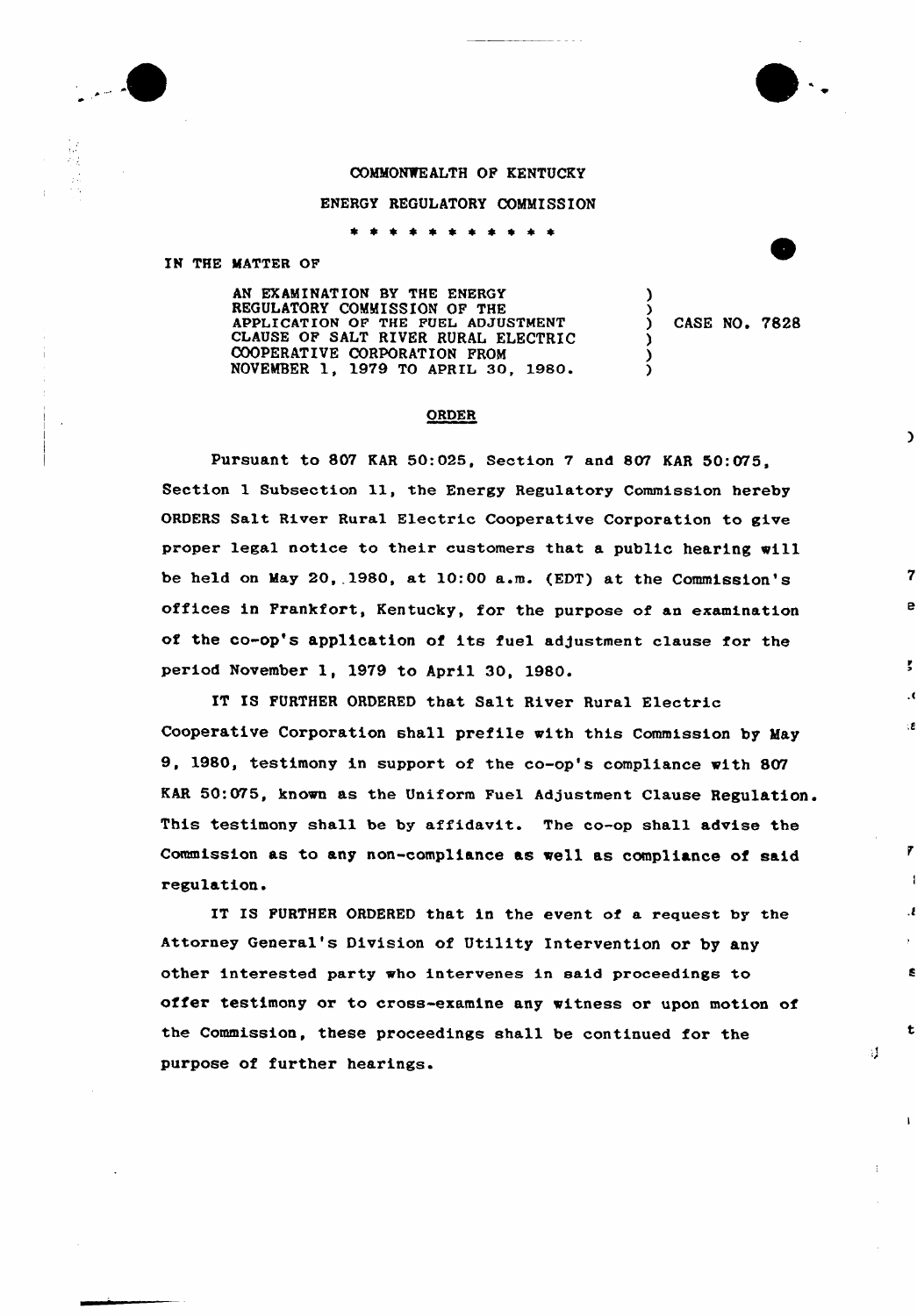COMMONWEALTH OF KENTUCKY

ENERGY REGULATORY COMMISSION

\* \* \* \* \* \* \* \* \* \* \*

IN THE MATTER OF

AN EXAMINATION BY THE ENERGY REGULATORY COMMISSION OF THE APPLICATION OF THE FUEL ADJUSTMENT CLAUSE OF SALT RIVER RURAL ELECTRIC COOPERATIVE CORPORATION FROM NOVEMBER 1, 1979 TO APRIL 30, 1980. ) CASE NO. 7828

## ORDER

Pursuant to 807 KAR 50:025, Section 7 and 807 KAR 50:075, Section 1 Subsection 11, the Energy Regulatory Commission hereby ORDERS Salt River Rural Electric Cooperative Corporation to give proper legal notice to their customers that a public hearing will be held on May 20, 1980, at 10:00 a.m. (EDT) at the Commission's offices in Frankfort, Kentucky, for the purpose of an examination of the co-op's application of its fuel adjustment clause for the period November 1, 1979 to April 30, 1980.

IT IS FURTHER ORDERED that Salt River Rural Electric Cooperative Corporation shall prefile with this Commission by May 9, 1980, testimony in support of the co-op's compliance with 807 KAR 50:075, known as the Uniform Fuel Adjustment Clause Regulation. This testimony shall be by affidavit. The co-op shall advise the Commission as to any non-compliance as well as compliance of said regulation.

IT IS FURTHER ORDERED that in the event of a request by the Attorney General's Division of Utility Intervention or by any other interested party who intervenes in said proceedings to offer testimony or to cross-examine any witness or upon motion of the Commission, these proceedings shall be continued for the purpose of further hearings.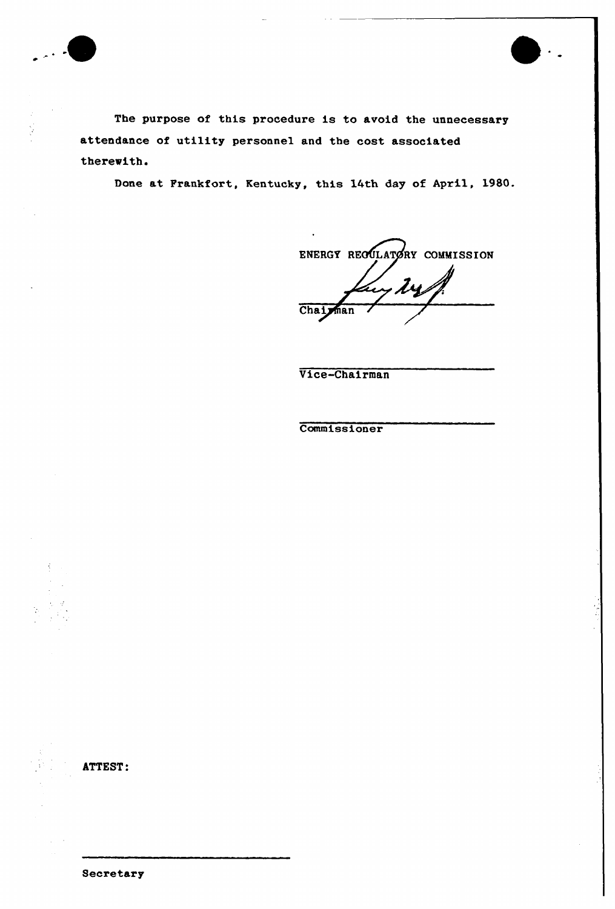The purpose of this procedure is to avoid the unnecessary attendance of utility personnel and the cost associated therewith.

Done at Frankfort, Kentucky, this 14th day of April, 1980.

ENERGY REGULATORY COMMISSION

Chairman

Vice-Chairman

Commissioner

ATTEST:

Secretary